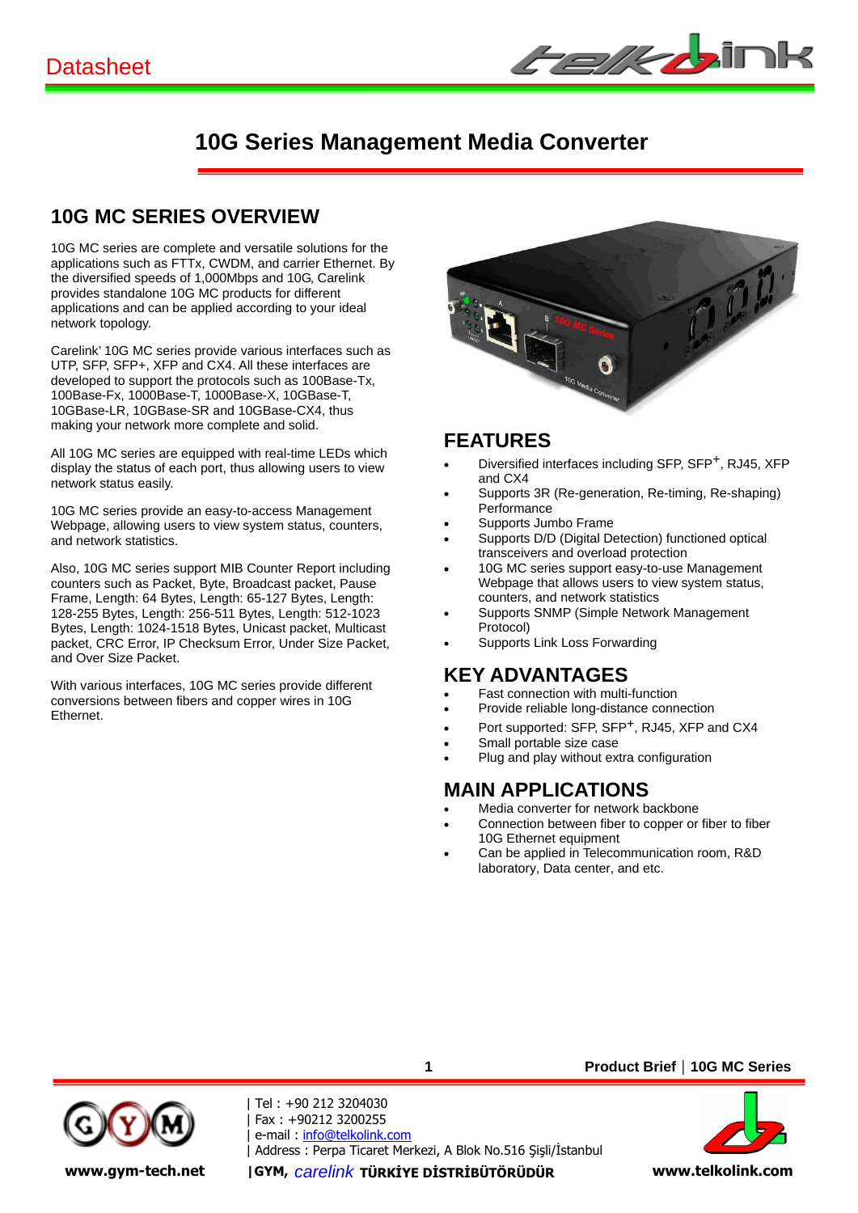Datasheet

# 10G Series Management Media Converter

## 10G MC SERIES OVERVIEW

10G MC series are complete and versatile solutions for the applications such as FTTx, CWDM, and carrier Ethernet. By the diversified speeds of 1,000Mbps and 10G, Carelink provides standalone 10G MC products for different applications and can be applied according to your ideal network topology.

Carelink' 10G MC series provide various interfaces such as UTP, SFP, SFP+, XFP and CX4. All these interfaces are developed to support the protocols such as 100Base-Tx, 100Base-Fx, 1000Base-T, 1000Base-X, 10GBase-T, 10GBase-LR, 10GBase-SR and 10GBase-CX4, thus making your network more complete and solid.

All 10G MC series are equipped with real-time LEDs which display the status of each port, thus allowing users to view network status easily.

10G MC series provide an easy-to-access Management Webpage, allowing users to view system status, counters, and network statistics.

Also, 10G MC series support MIB Counter Report including counters such as Packet, Byte, Broadcast packet, Pause Frame, Length: 64 Bytes, Length: 65-127 Bytes, Length: 128-255 Bytes, Length: 256-511 Bytes, Length: 512-1023 Bytes, Length: 1024-1518 Bytes, Unicast packet, Multicast packet, CRC Error, IP Checksum Error, Under Size Packet, and Over Size Packet.

With various interfaces, 10G MC series provide different conversions between fibers and copper wires in 10G Ethernet.

## FEATURES

- Diversified interfaces including SFP, SFP+, RJ45, XFP and CX4
- Supports 3R (Re-generation, Re-timing, Re-shaping) Performance
- Supports Jumbo Frame
- Supports D/D (Digital Detection) functioned optical transceivers and overload protection
- 10G MC series support easy-to-use Management Webpage that allows users to view system status, counters, and network statistics
- Supports SNMP (Simple Network Management Protocol)
- Supports Link Loss Forwarding

## KEY ADVANTAGES

- Fast connection with multi-function
- Provide reliable long-distance connection
- Port supported: SFP, SFP+, RJ45, XFP and CX4
- Small portable size case
- Plug and play without extra configuration

## MAIN APPLICATIONS

- Media converter for network backbone
- Connection between fiber to copper or fiber to fiber 10G Ethernet equipment
- Can be applied in Telecommunication room, R&D laboratory, Data center, and etc.

| Tel : +90 212 3204030
| Fax : +90212 3200255
| e-mail : info@telkolink.com
| Address : Perpa Ticaret Merkezi, A Blok No.516 Şişli/İstanbul
|GYM, carelink TÜRKİYE DİSTRİBÜTÖRÜDÜR

www.gym-tech.net

www.telkolink.com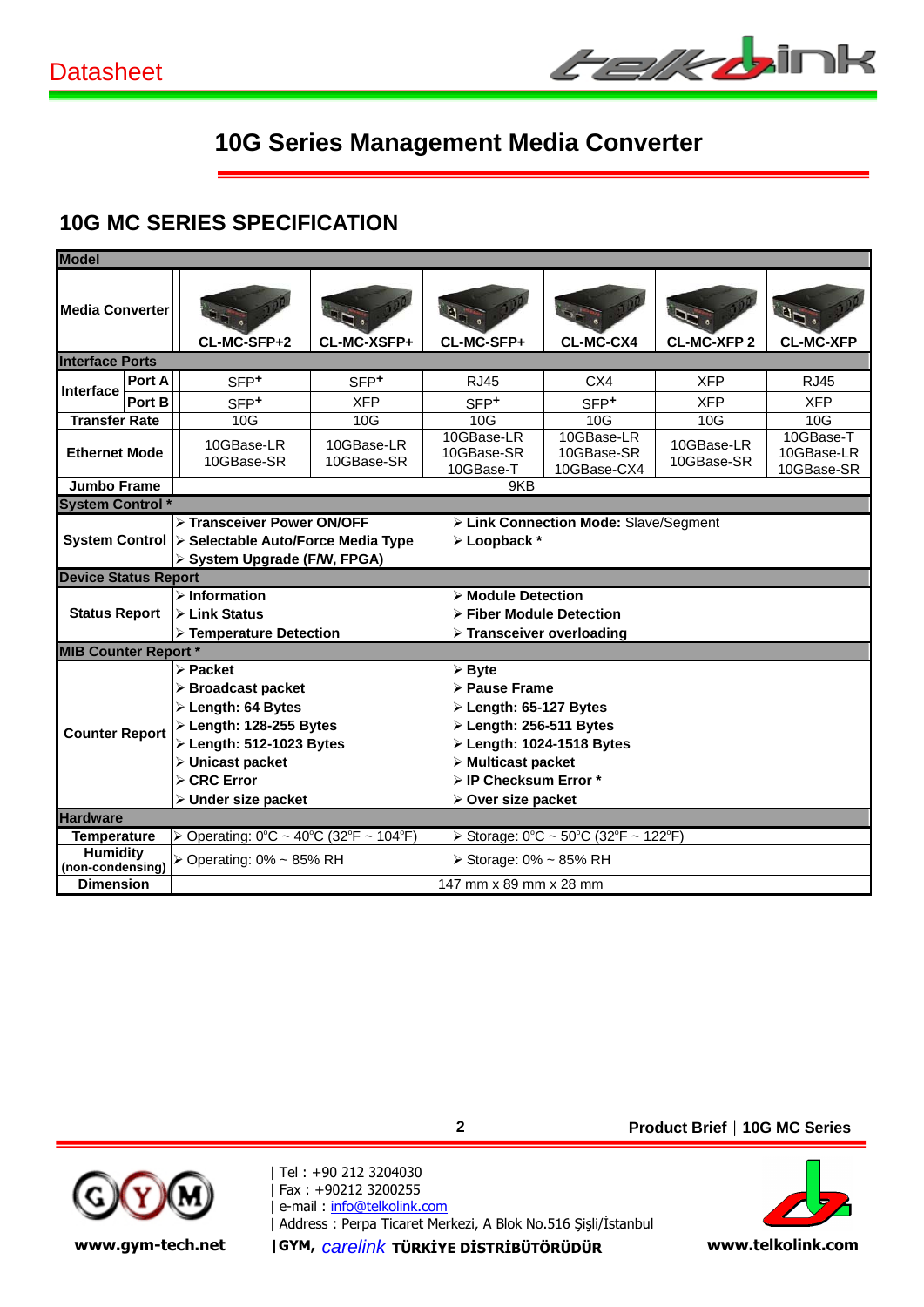Datasheet

# 10G Series Management Media Converter

## 10G MC SERIES SPECIFICATION

| Model | | | | | | | |
|---|---|---|---|---|---|---|---|
| Media Converter | | CL-MC-SFP+2 | CL-MC-XSFP+ | CL-MC-SFP+ | CL-MC-CX4 | CL-MC-XFP 2 | CL-MC-XFP |
| **Interface Ports** | | | | | | | |
| Interface | Port A | SFP+ | SFP+ | RJ45 | CX4 | XFP | RJ45 |
| | Port B | SFP+ | XFP | SFP+ | SFP+ | XFP | XFP |
| Transfer Rate | | 10G | 10G | 10G | 10G | 10G | 10G |
| Ethernet Mode | | 10GBase-LR 10GBase-SR | 10GBase-LR 10GBase-SR | 10GBase-LR 10GBase-SR 10GBase-T | 10GBase-LR 10GBase-SR 10GBase-CX4 | 10GBase-LR 10GBase-SR | 10GBase-T 10GBase-LR 10GBase-SR |
| Jumbo Frame | | 9KB | | | | | |
| **System Control \*** | | | | | | | |
| System Control | | ➢ Transceiver Power ON/OFF<br>➢ Selectable Auto/Force Media Type<br>➢ System Upgrade (F/W, FPGA) | | | ➢ Link Connection Mode: Slave/Segment<br>➢ Loopback \* | | |
| **Device Status Report** | | | | | | | |
| Status Report | | ➢ Information<br>➢ Link Status<br>➢ Temperature Detection | | | ➢ Module Detection<br>➢ Fiber Module Detection<br>➢ Transceiver overloading | | |
| **MIB Counter Report \*** | | | | | | | |
| Counter Report | | ➢ Packet<br>➢ Broadcast packet<br>➢ Length: 64 Bytes<br>➢ Length: 128-255 Bytes<br>➢ Length: 512-1023 Bytes<br>➢ Unicast packet<br>➢ CRC Error<br>➢ Under size packet | | | ➢ Byte<br>➢ Pause Frame<br>➢ Length: 65-127 Bytes<br>➢ Length: 256-511 Bytes<br>➢ Length: 1024-1518 Bytes<br>➢ Multicast packet<br>➢ IP Checksum Error \*<br>➢ Over size packet | | |
| **Hardware** | | | | | | | |
| Temperature | | ➢ Operating: 0°C ~ 40°C (32°F ~ 104°F) | | | ➢ Storage: 0°C ~ 50°C (32°F ~ 122°F) | | |
| Humidity (non-condensing) | | ➢ Operating: 0% ~ 85% RH | | | ➢ Storage: 0% ~ 85% RH | | |
| Dimension | | 147 mm x 89 mm x 28 mm | | | | | |

**Product Brief | 10G MC Series**

www.gym-tech.net

| Tel : +90 212 3204030
| Fax : +90212 3200255
| e-mail : info@telkolink.com
| Address : Perpa Ticaret Merkezi, A Blok No.516 Şişli/İstanbul
|GYM, *carelink* TÜRKİYE DİSTRİBÜTÖRÜDÜR

www.telkolink.com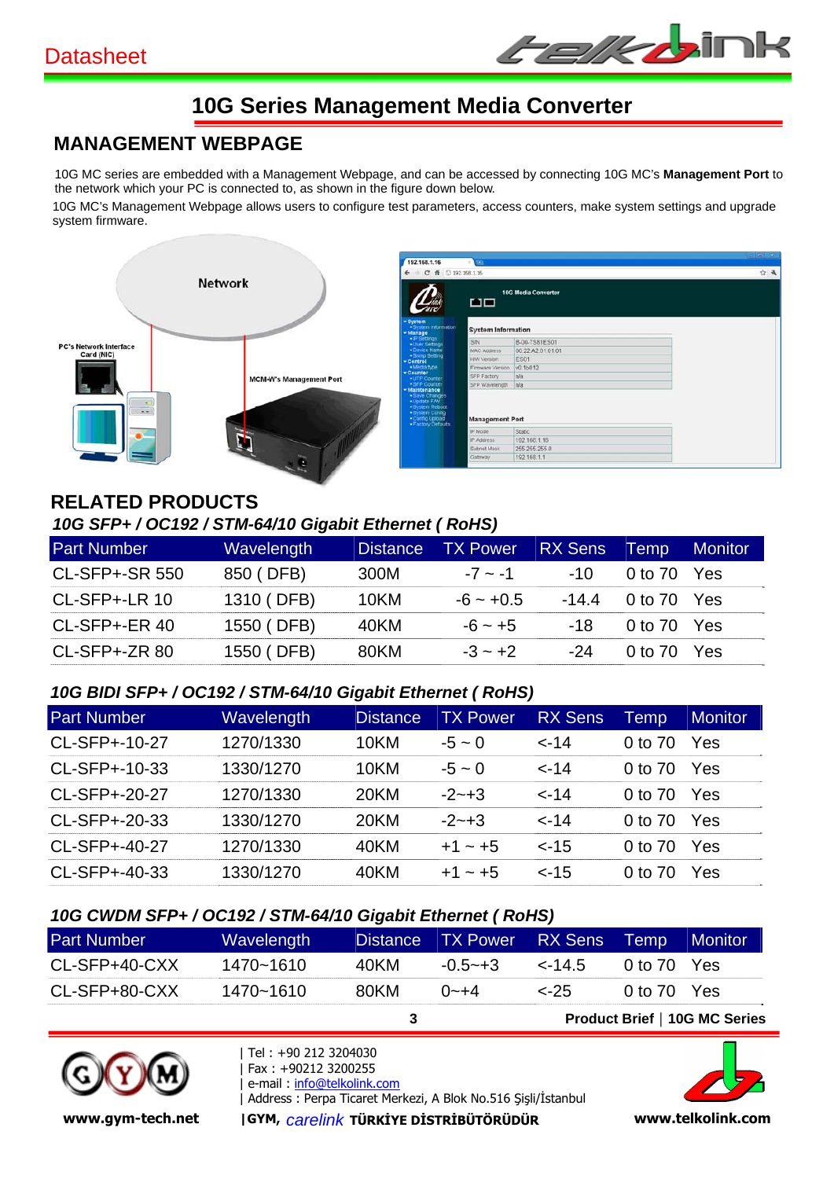# 10G Series Management Media Converter

## MANAGEMENT WEBPAGE

10G MC series are embedded with a Management Webpage, and can be accessed by connecting 10G MC's **Management Port** to the network which your PC is connected to, as shown in the figure down below.

10G MC's Management Webpage allows users to configure test parameters, access counters, make system settings and upgrade system firmware.

## RELATED PRODUCTS

### *10G SFP+ / OC192 / STM-64/10 Gigabit Ethernet ( RoHS)*

| Part Number | Wavelength | Distance | TX Power | RX Sens | Temp | Monitor |
|---|---|---|---|---|---|---|
| CL-SFP+-SR 550 | 850 ( DFB) | 300M | -7 ~ -1 | -10 | 0 to 70 | Yes |
| CL-SFP+-LR 10 | 1310 ( DFB) | 10KM | -6 ~ +0.5 | -14.4 | 0 to 70 | Yes |
| CL-SFP+-ER 40 | 1550 ( DFB) | 40KM | -6 ~ +5 | -18 | 0 to 70 | Yes |
| CL-SFP+-ZR 80 | 1550 ( DFB) | 80KM | -3 ~ +2 | -24 | 0 to 70 | Yes |

### *10G BIDI SFP+ / OC192 / STM-64/10 Gigabit Ethernet ( RoHS)*

| Part Number | Wavelength | Distance | TX Power | RX Sens | Temp | Monitor |
|---|---|---|---|---|---|---|
| CL-SFP+-10-27 | 1270/1330 | 10KM | -5 ~ 0 | <-14 | 0 to 70 | Yes |
| CL-SFP+-10-33 | 1330/1270 | 10KM | -5 ~ 0 | <-14 | 0 to 70 | Yes |
| CL-SFP+-20-27 | 1270/1330 | 20KM | -2~+3 | <-14 | 0 to 70 | Yes |
| CL-SFP+-20-33 | 1330/1270 | 20KM | -2~+3 | <-14 | 0 to 70 | Yes |
| CL-SFP+-40-27 | 1270/1330 | 40KM | +1 ~ +5 | <-15 | 0 to 70 | Yes |
| CL-SFP+-40-33 | 1330/1270 | 40KM | +1 ~ +5 | <-15 | 0 to 70 | Yes |

### *10G CWDM SFP+ / OC192 / STM-64/10 Gigabit Ethernet ( RoHS)*

| Part Number | Wavelength | Distance | TX Power | RX Sens | Temp | Monitor |
|---|---|---|---|---|---|---|
| CL-SFP+40-CXX | 1470~1610 | 40KM | -0.5~+3 | <-14.5 | 0 to 70 | Yes |
| CL-SFP+80-CXX | 1470~1610 | 80KM | 0~+4 | <-25 | 0 to 70 | Yes |

| Tel : +90 212 3204030
| Fax : +90212 3200255
| e-mail : info@telkolink.com
| Address : Perpa Ticaret Merkezi, A Blok No.516 Şişli/İstanbul
| GYM, carelink TÜRKİYE DİSTRİBÜTÖRÜDÜR

www.gym-tech.net

www.telkolink.com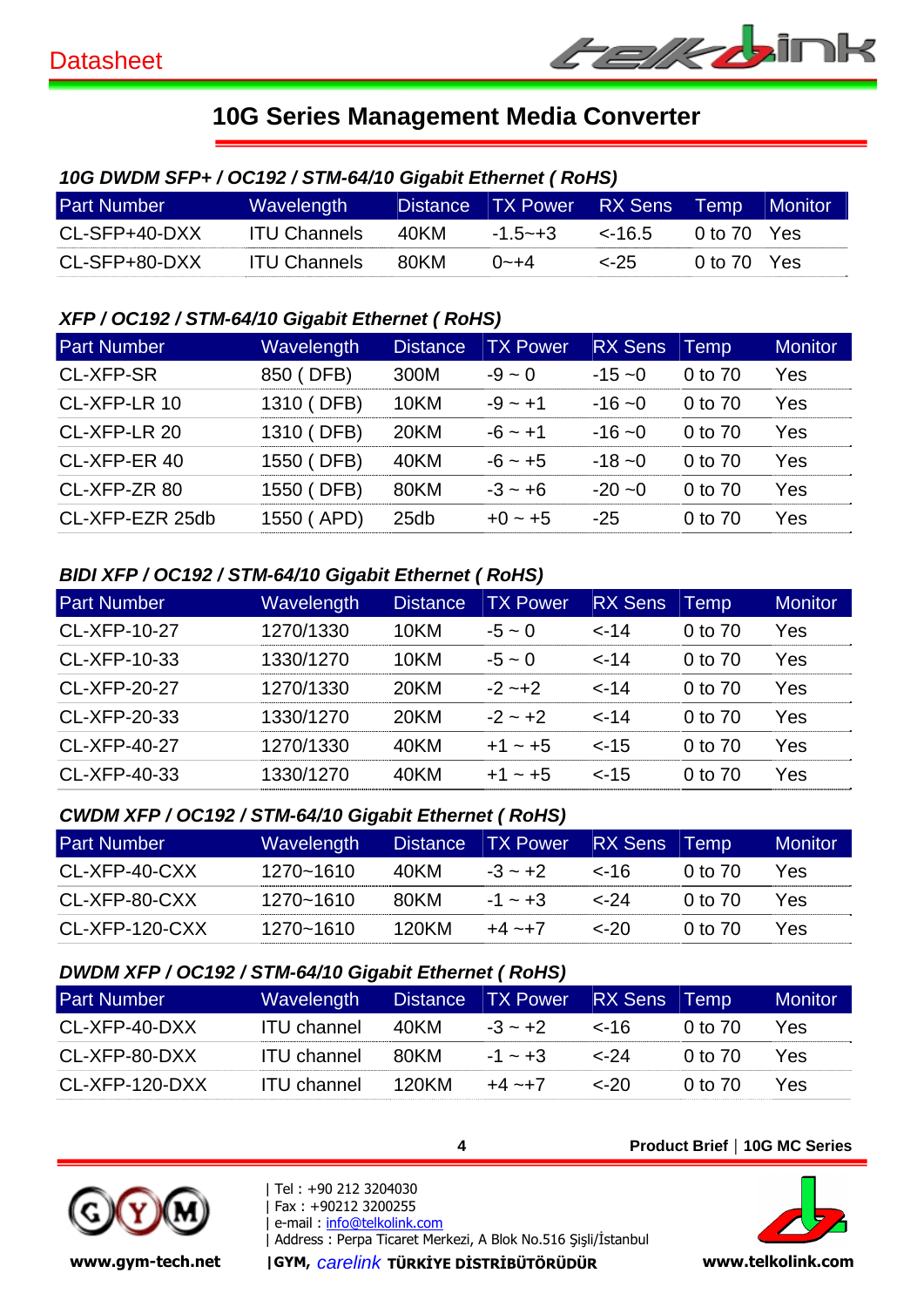# 10G Series Management Media Converter

### *10G DWDM SFP+ / OC192 / STM-64/10 Gigabit Ethernet ( RoHS)*

| Part Number | Wavelength | Distance | TX Power | RX Sens | Temp | Monitor |
|---|---|---|---|---|---|---|
| CL-SFP+40-DXX | ITU Channels | 40KM | -1.5~+3 | <-16.5 | 0 to 70 | Yes |
| CL-SFP+80-DXX | ITU Channels | 80KM | 0~+4 | <-25 | 0 to 70 | Yes |

### *XFP / OC192 / STM-64/10 Gigabit Ethernet ( RoHS)*

| Part Number | Wavelength | Distance | TX Power | RX Sens | Temp | Monitor |
|---|---|---|---|---|---|---|
| CL-XFP-SR | 850 ( DFB) | 300M | -9 ~ 0 | -15 ~0 | 0 to 70 | Yes |
| CL-XFP-LR 10 | 1310 ( DFB) | 10KM | -9 ~ +1 | -16 ~0 | 0 to 70 | Yes |
| CL-XFP-LR 20 | 1310 ( DFB) | 20KM | -6 ~ +1 | -16 ~0 | 0 to 70 | Yes |
| CL-XFP-ER 40 | 1550 ( DFB) | 40KM | -6 ~ +5 | -18 ~0 | 0 to 70 | Yes |
| CL-XFP-ZR 80 | 1550 ( DFB) | 80KM | -3 ~ +6 | -20 ~0 | 0 to 70 | Yes |
| CL-XFP-EZR 25db | 1550 ( APD) | 25db | +0 ~ +5 | -25 | 0 to 70 | Yes |

### *BIDI XFP / OC192 / STM-64/10 Gigabit Ethernet ( RoHS)*

| Part Number | Wavelength | Distance | TX Power | RX Sens | Temp | Monitor |
|---|---|---|---|---|---|---|
| CL-XFP-10-27 | 1270/1330 | 10KM | -5 ~ 0 | <-14 | 0 to 70 | Yes |
| CL-XFP-10-33 | 1330/1270 | 10KM | -5 ~ 0 | <-14 | 0 to 70 | Yes |
| CL-XFP-20-27 | 1270/1330 | 20KM | -2 ~+2 | <-14 | 0 to 70 | Yes |
| CL-XFP-20-33 | 1330/1270 | 20KM | -2 ~ +2 | <-14 | 0 to 70 | Yes |
| CL-XFP-40-27 | 1270/1330 | 40KM | +1 ~ +5 | <-15 | 0 to 70 | Yes |
| CL-XFP-40-33 | 1330/1270 | 40KM | +1 ~ +5 | <-15 | 0 to 70 | Yes |

### *CWDM XFP / OC192 / STM-64/10 Gigabit Ethernet ( RoHS)*

| Part Number | Wavelength | Distance | TX Power | RX Sens | Temp | Monitor |
|---|---|---|---|---|---|---|
| CL-XFP-40-CXX | 1270~1610 | 40KM | -3 ~ +2 | <-16 | 0 to 70 | Yes |
| CL-XFP-80-CXX | 1270~1610 | 80KM | -1 ~ +3 | <-24 | 0 to 70 | Yes |
| CL-XFP-120-CXX | 1270~1610 | 120KM | +4 ~+7 | <-20 | 0 to 70 | Yes |

### *DWDM XFP / OC192 / STM-64/10 Gigabit Ethernet ( RoHS)*

| Part Number | Wavelength | Distance | TX Power | RX Sens | Temp | Monitor |
|---|---|---|---|---|---|---|
| CL-XFP-40-DXX | ITU channel | 40KM | -3 ~ +2 | <-16 | 0 to 70 | Yes |
| CL-XFP-80-DXX | ITU channel | 80KM | -1 ~ +3 | <-24 | 0 to 70 | Yes |
| CL-XFP-120-DXX | ITU channel | 120KM | +4 ~+7 | <-20 | 0 to 70 | Yes |

**Product Brief** | **10G MC Series**

| Tel : +90 212 3204030
| Fax : +90212 3200255
| e-mail : info@telkolink.com
| Address : Perpa Ticaret Merkezi, A Blok No.516 Şişli/İstanbul
|**GYM,** *carelink* **TÜRKİYE DİSTRİBÜTÖRÜDÜR**

**www.gym-tech.net** **www.telkolink.com**